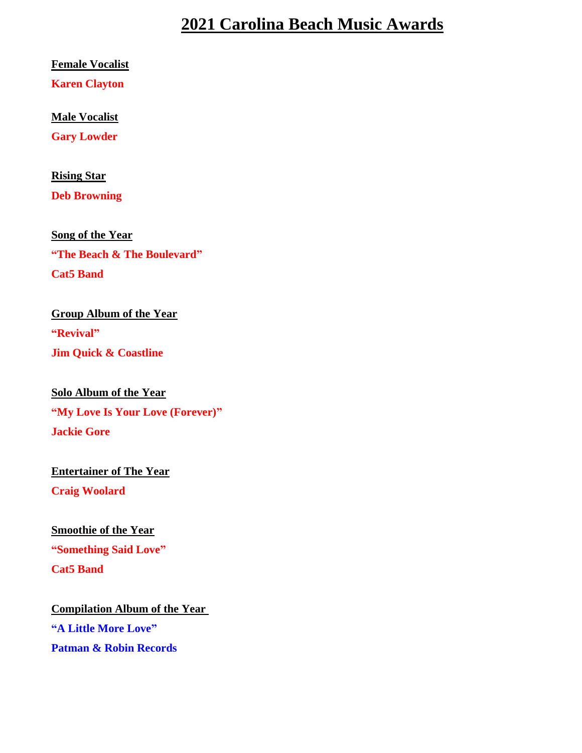# 2021 Carolina Beach Music Awards

**Female Vocalist**

**Karen Clayton**

**Male Vocalist**

**Gary Lowder**

**Rising Star**

**Deb Browning**

**Song of the Year**

**"The Beach & The Boulevard"**

**Cat5 Band**

**Group Album of the Year**

**"Revival"**

**Jim Quick & Coastline**

**Solo Album of the Year**

**"My Love Is Your Love (Forever)"**

**Jackie Gore**

**Entertainer of The Year**

**Craig Woolard**

**Smoothie of the Year**

**"Something Said Love"**

**Cat5 Band**

**Compilation Album of the Year**

**"A Little More Love"**

**Patman & Robin Records**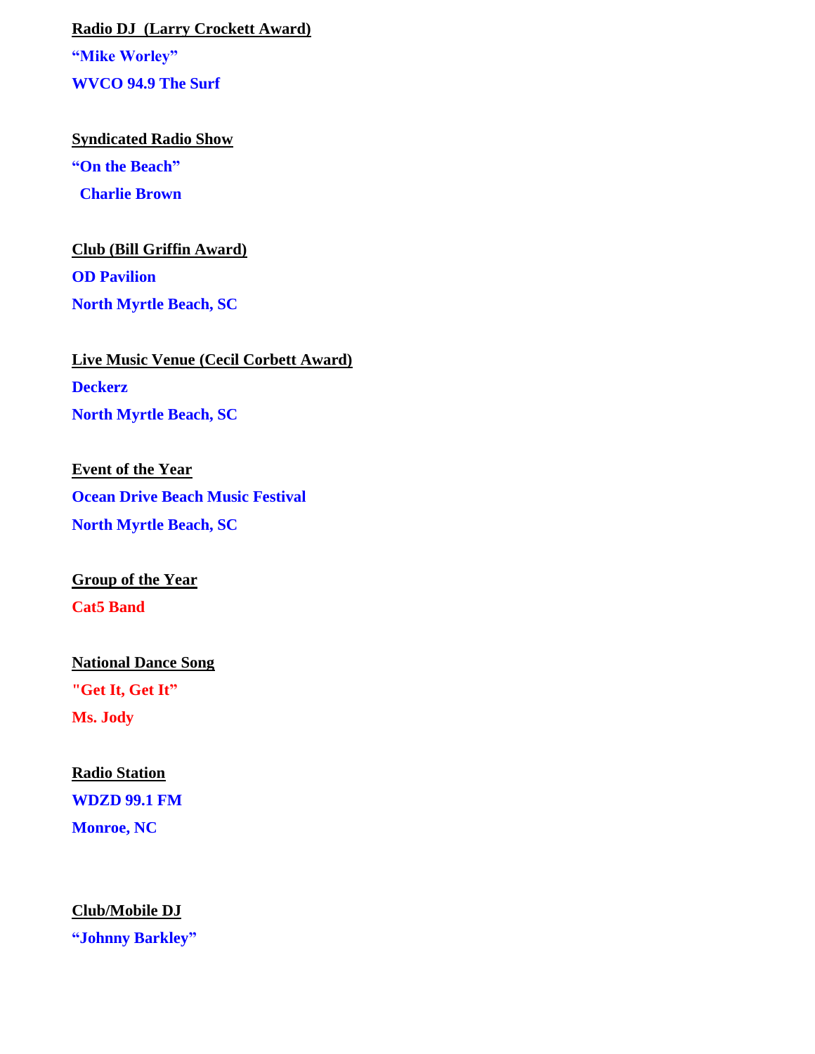**Radio DJ (Larry Crockett Award)**

**"Mike Worley"**

**WVCO 94.9 The Surf**

**Syndicated Radio Show**

**"On the Beach"**

**Charlie Brown**

**Club (Bill Griffin Award)**

**OD Pavilion**

**North Myrtle Beach, SC**

**Live Music Venue (Cecil Corbett Award)**

**Deckerz**

**North Myrtle Beach, SC**

**Event of the Year**

**Ocean Drive Beach Music Festival**

**North Myrtle Beach, SC**

**Group of the Year**

**Cat5 Band**

**National Dance Song**

**"Get It, Get It"**

**Ms. Jody**

**Radio Station**

**WDZD 99.1 FM**

**Monroe, NC**

**Club/Mobile DJ**

**"Johnny Barkley"**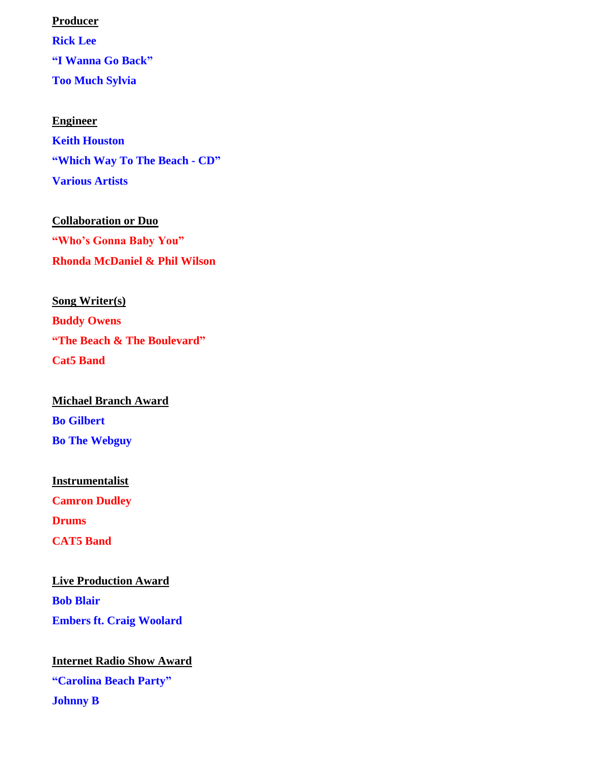**Producer**

**Rick Lee**

**"I Wanna Go Back"**

**Too Much Sylvia**

**Engineer**

**Keith Houston**

**"Which Way To The Beach - CD"**

**Various Artists**

**Collaboration or Duo**

**"Who's Gonna Baby You"**

**Rhonda McDaniel & Phil Wilson**

**Song Writer(s)**

**Buddy Owens**

**"The Beach & The Boulevard"**

**Cat5 Band**

**Michael Branch Award**

**Bo Gilbert**

**Bo The Webguy**

**Instrumentalist**

**Camron Dudley**

**Drums**

**CAT5 Band**

**Live Production Award**

**Bob Blair**

**Embers ft. Craig Woolard**

**Internet Radio Show Award**

**"Carolina Beach Party"**

**Johnny B**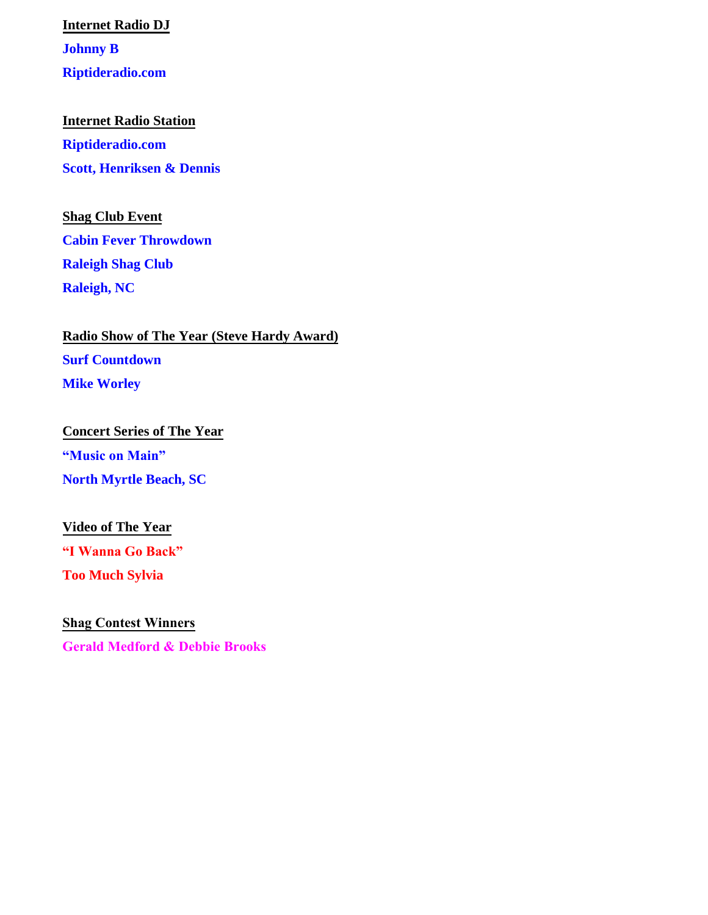**Internet Radio DJ**

**Johnny B**

**Riptideradio.com**

**Internet Radio Station**

**Riptideradio.com**

**Scott, Henriksen & Dennis**

**Shag Club Event**

**Cabin Fever Throwdown**

**Raleigh Shag Club**

**Raleigh, NC**

**Radio Show of The Year (Steve Hardy Award)**

**Surf Countdown**

**Mike Worley**

**Concert Series of The Year**

**"Music on Main"**

**North Myrtle Beach, SC**

**Video of The Year**

**"I Wanna Go Back"**

**Too Much Sylvia**

**Shag Contest Winners**

**Gerald Medford & Debbie Brooks**